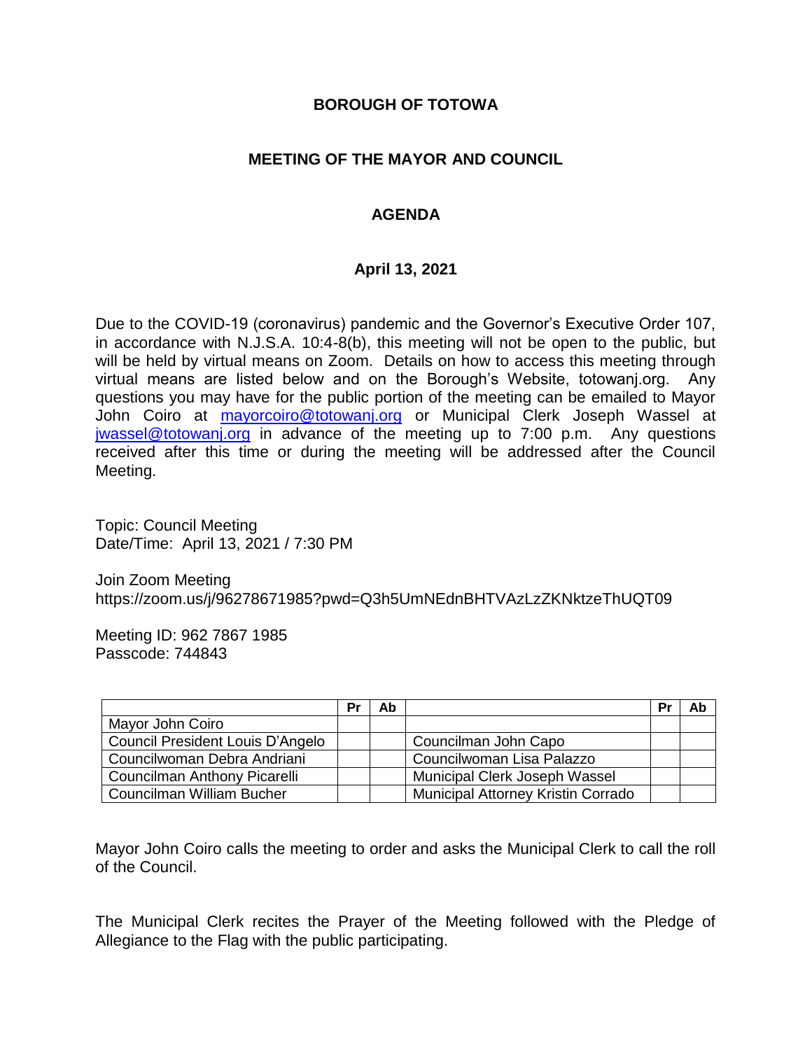# BOROUGH OF TOTOWA

## MEETING OF THE MAYOR AND COUNCIL

## AGENDA

### April 13, 2021

Due to the COVID-19 (coronavirus) pandemic and the Governor's Executive Order 107, in accordance with N.J.S.A. 10:4-8(b), this meeting will not be open to the public, but will be held by virtual means on Zoom. Details on how to access this meeting through virtual means are listed below and on the Borough's Website, totowanj.org. Any questions you may have for the public portion of the meeting can be emailed to Mayor John Coiro at mayorcoiro@totowanj.org or Municipal Clerk Joseph Wassel at jwassel@totowanj.org in advance of the meeting up to 7:00 p.m. Any questions received after this time or during the meeting will be addressed after the Council Meeting.

Topic: Council Meeting
Date/Time: April 13, 2021 / 7:30 PM

Join Zoom Meeting
https://zoom.us/j/96278671985?pwd=Q3h5UmNEdnBHTVAzLzZKNktzeThUQT09

Meeting ID: 962 7867 1985
Passcode: 744843

| | Pr | Ab | | Pr | Ab |
|---|---|---|---|---|---|
| Mayor John Coiro | | | | | |
| Council President Louis D'Angelo | | | Councilman John Capo | | |
| Councilwoman Debra Andriani | | | Councilwoman Lisa Palazzo | | |
| Councilman Anthony Picarelli | | | Municipal Clerk Joseph Wassel | | |
| Councilman William Bucher | | | Municipal Attorney Kristin Corrado | | |

Mayor John Coiro calls the meeting to order and asks the Municipal Clerk to call the roll of the Council.

The Municipal Clerk recites the Prayer of the Meeting followed with the Pledge of Allegiance to the Flag with the public participating.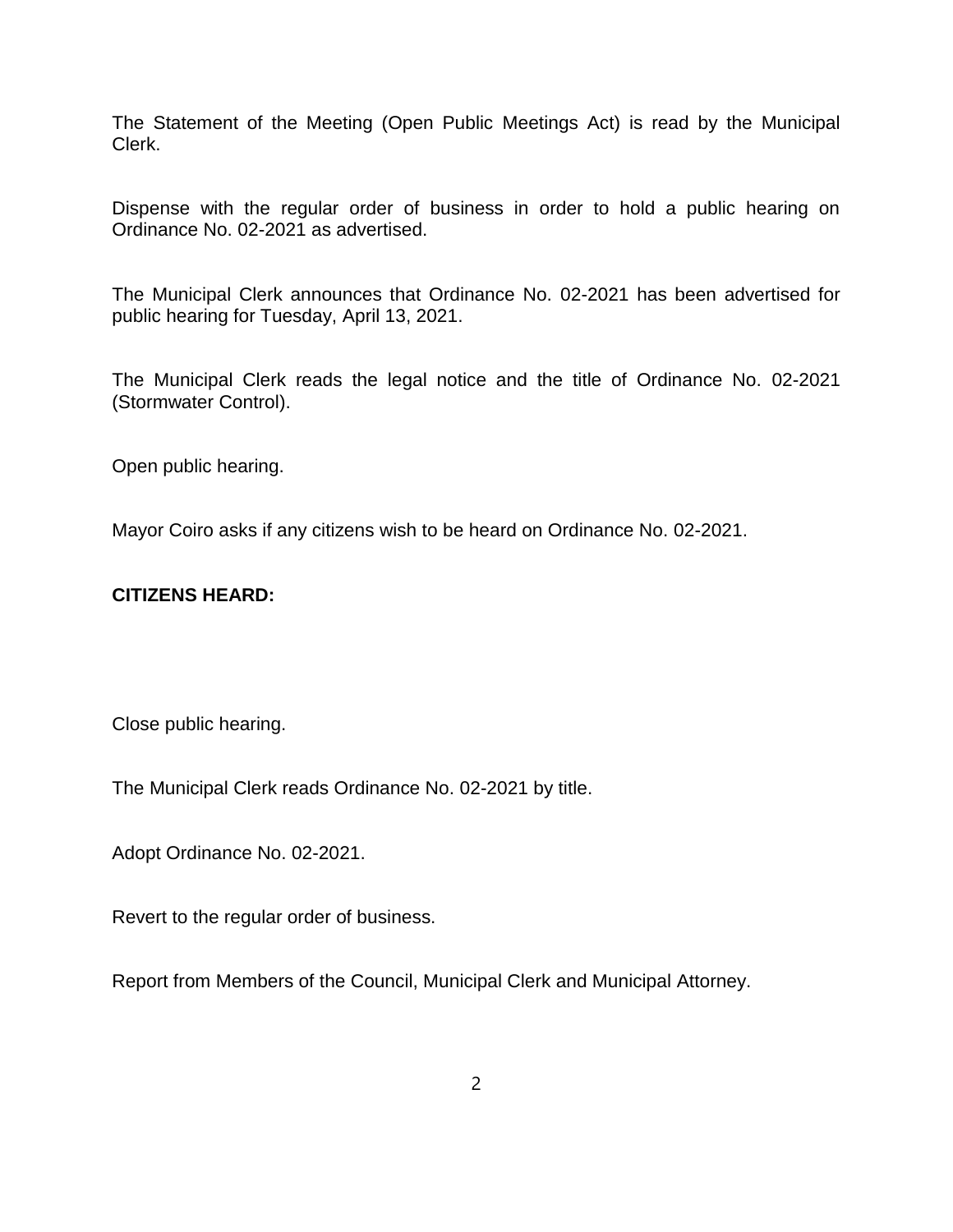The Statement of the Meeting (Open Public Meetings Act) is read by the Municipal Clerk.

Dispense with the regular order of business in order to hold a public hearing on Ordinance No. 02-2021 as advertised.

The Municipal Clerk announces that Ordinance No. 02-2021 has been advertised for public hearing for Tuesday, April 13, 2021.

The Municipal Clerk reads the legal notice and the title of Ordinance No. 02-2021 (Stormwater Control).

Open public hearing.

Mayor Coiro asks if any citizens wish to be heard on Ordinance No. 02-2021.

**CITIZENS HEARD:**

Close public hearing.

The Municipal Clerk reads Ordinance No. 02-2021 by title.

Adopt Ordinance No. 02-2021.

Revert to the regular order of business.

Report from Members of the Council, Municipal Clerk and Municipal Attorney.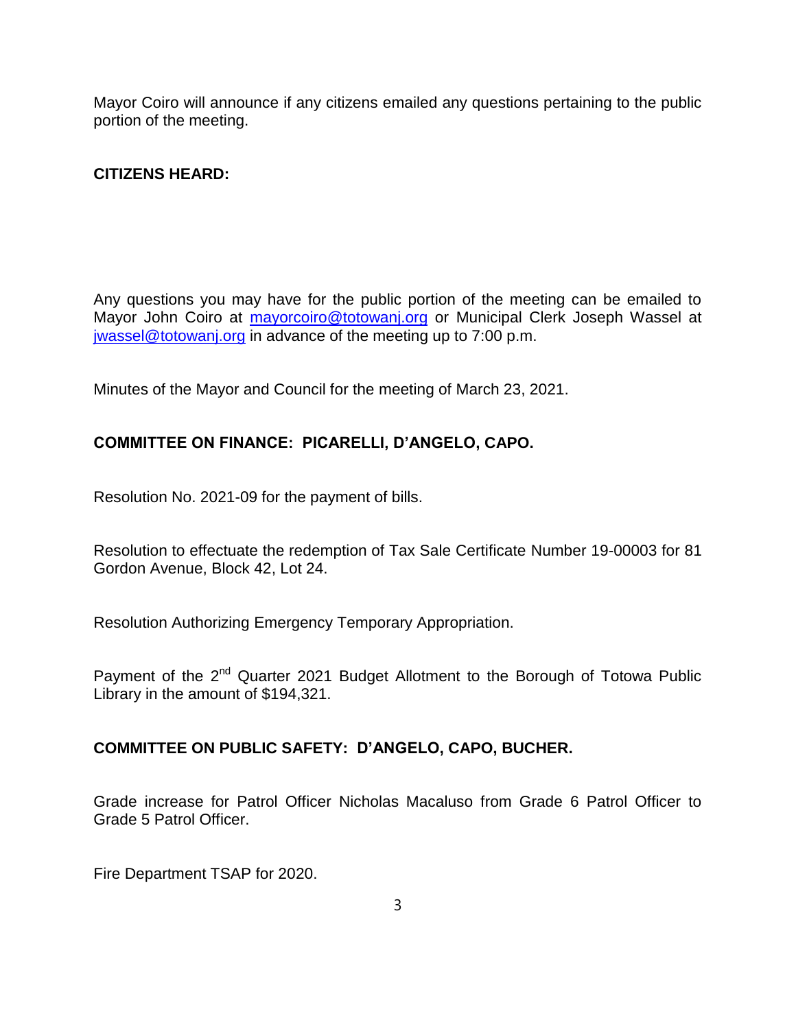Mayor Coiro will announce if any citizens emailed any questions pertaining to the public portion of the meeting.

**CITIZENS HEARD:**

Any questions you may have for the public portion of the meeting can be emailed to Mayor John Coiro at mayorcoiro@totowanj.org or Municipal Clerk Joseph Wassel at jwassel@totowanj.org in advance of the meeting up to 7:00 p.m.

Minutes of the Mayor and Council for the meeting of March 23, 2021.

**COMMITTEE ON FINANCE: PICARELLI, D'ANGELO, CAPO.**

Resolution No. 2021-09 for the payment of bills.

Resolution to effectuate the redemption of Tax Sale Certificate Number 19-00003 for 81 Gordon Avenue, Block 42, Lot 24.

Resolution Authorizing Emergency Temporary Appropriation.

Payment of the 2nd Quarter 2021 Budget Allotment to the Borough of Totowa Public Library in the amount of $194,321.

**COMMITTEE ON PUBLIC SAFETY: D'ANGELO, CAPO, BUCHER.**

Grade increase for Patrol Officer Nicholas Macaluso from Grade 6 Patrol Officer to Grade 5 Patrol Officer.

Fire Department TSAP for 2020.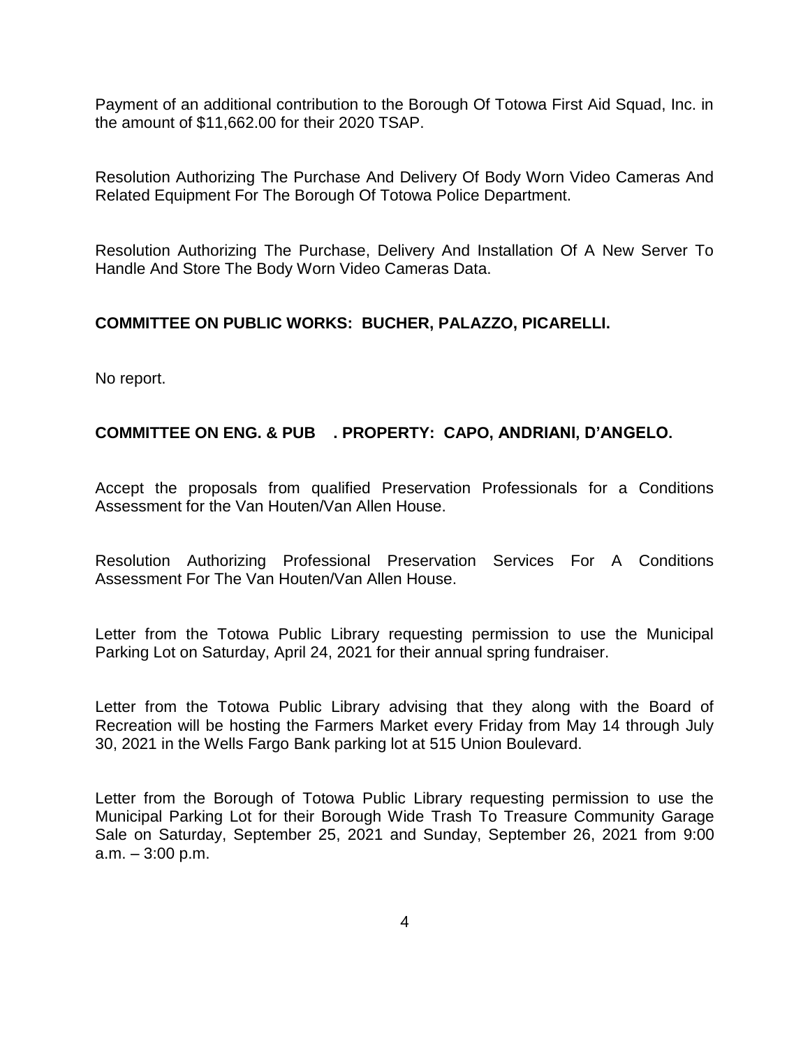Payment of an additional contribution to the Borough Of Totowa First Aid Squad, Inc. in the amount of $11,662.00 for their 2020 TSAP.

Resolution Authorizing The Purchase And Delivery Of Body Worn Video Cameras And Related Equipment For The Borough Of Totowa Police Department.

Resolution Authorizing The Purchase, Delivery And Installation Of A New Server To Handle And Store The Body Worn Video Cameras Data.

**COMMITTEE ON PUBLIC WORKS: BUCHER, PALAZZO, PICARELLI.**

No report.

**COMMITTEE ON ENG. & PUB . PROPERTY: CAPO, ANDRIANI, D'ANGELO.**

Accept the proposals from qualified Preservation Professionals for a Conditions Assessment for the Van Houten/Van Allen House.

Resolution Authorizing Professional Preservation Services For A Conditions Assessment For The Van Houten/Van Allen House.

Letter from the Totowa Public Library requesting permission to use the Municipal Parking Lot on Saturday, April 24, 2021 for their annual spring fundraiser.

Letter from the Totowa Public Library advising that they along with the Board of Recreation will be hosting the Farmers Market every Friday from May 14 through July 30, 2021 in the Wells Fargo Bank parking lot at 515 Union Boulevard.

Letter from the Borough of Totowa Public Library requesting permission to use the Municipal Parking Lot for their Borough Wide Trash To Treasure Community Garage Sale on Saturday, September 25, 2021 and Sunday, September 26, 2021 from 9:00 a.m. – 3:00 p.m.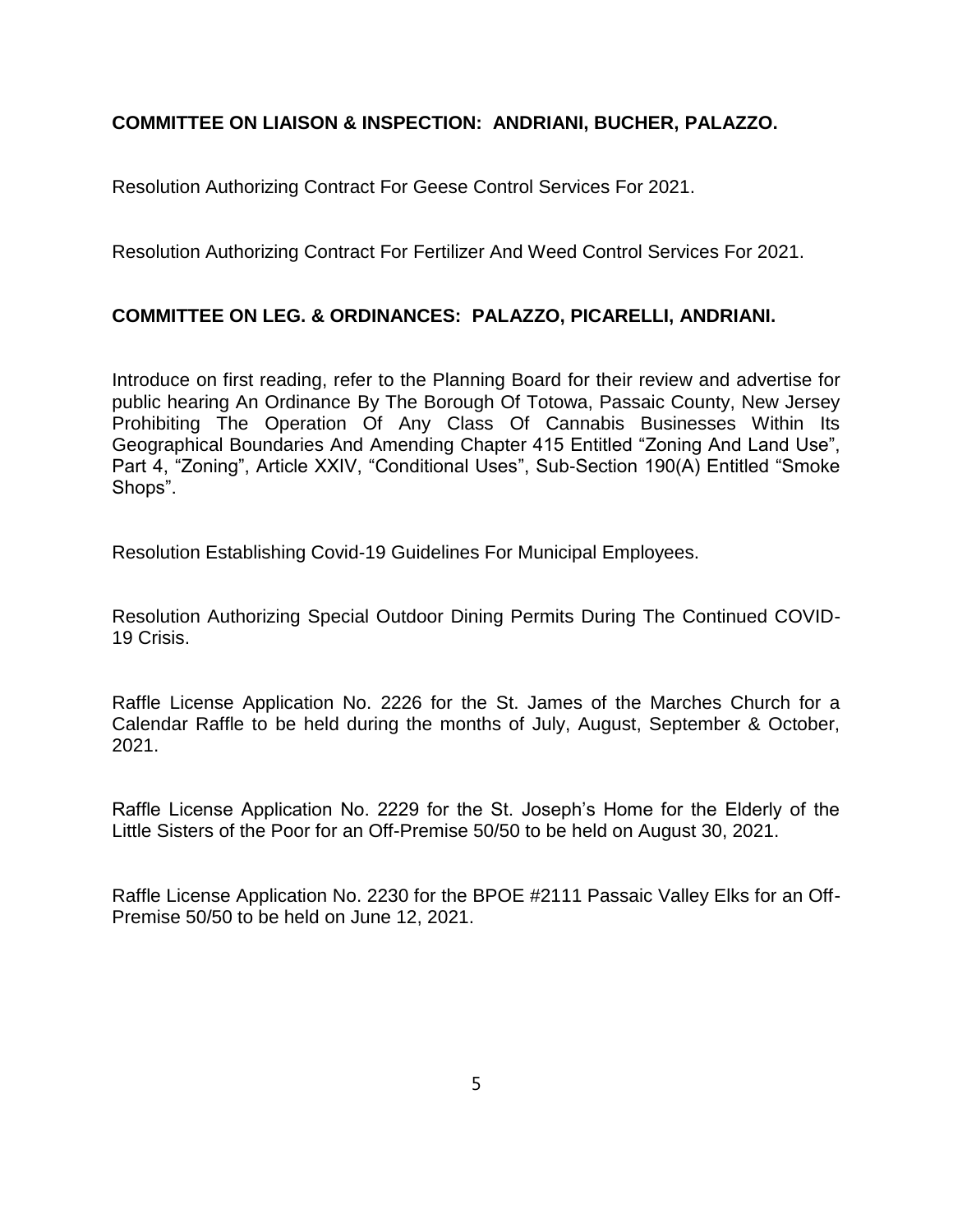**COMMITTEE ON LIAISON & INSPECTION: ANDRIANI, BUCHER, PALAZZO.**

Resolution Authorizing Contract For Geese Control Services For 2021.

Resolution Authorizing Contract For Fertilizer And Weed Control Services For 2021.

**COMMITTEE ON LEG. & ORDINANCES: PALAZZO, PICARELLI, ANDRIANI.**

Introduce on first reading, refer to the Planning Board for their review and advertise for public hearing An Ordinance By The Borough Of Totowa, Passaic County, New Jersey Prohibiting The Operation Of Any Class Of Cannabis Businesses Within Its Geographical Boundaries And Amending Chapter 415 Entitled "Zoning And Land Use", Part 4, "Zoning", Article XXIV, "Conditional Uses", Sub-Section 190(A) Entitled "Smoke Shops".

Resolution Establishing Covid-19 Guidelines For Municipal Employees.

Resolution Authorizing Special Outdoor Dining Permits During The Continued COVID-19 Crisis.

Raffle License Application No. 2226 for the St. James of the Marches Church for a Calendar Raffle to be held during the months of July, August, September & October, 2021.

Raffle License Application No. 2229 for the St. Joseph's Home for the Elderly of the Little Sisters of the Poor for an Off-Premise 50/50 to be held on August 30, 2021.

Raffle License Application No. 2230 for the BPOE #2111 Passaic Valley Elks for an Off-Premise 50/50 to be held on June 12, 2021.